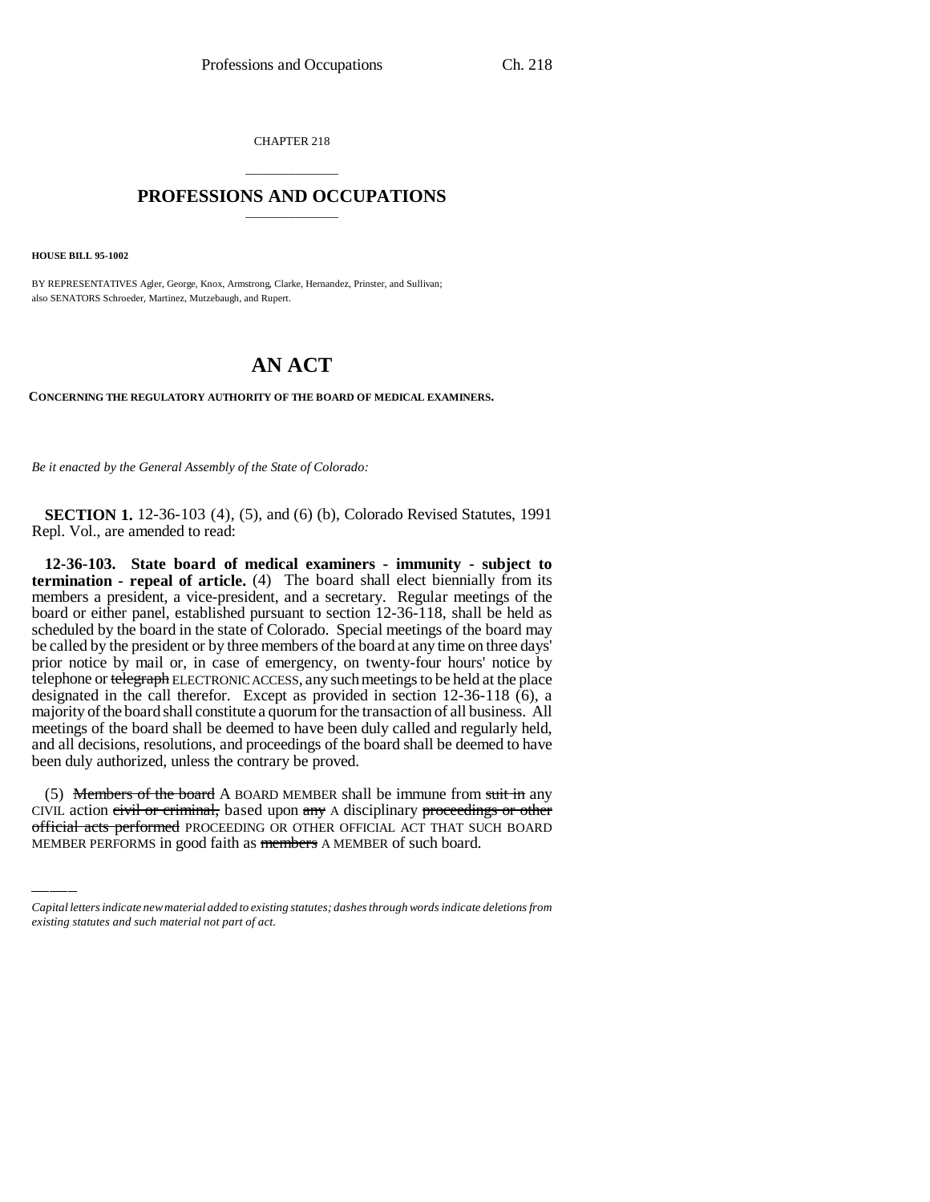CHAPTER 218

# PROFESSIONS AND OCCUPATIONS

**HOUSE BILL 95-1002**

BY REPRESENTATIVES Agler, George, Knox, Armstrong, Clarke, Hernandez, Prinster, and Sullivan;
also SENATORS Schroeder, Martinez, Mutzebaugh, and Rupert.

# AN ACT

**CONCERNING THE REGULATORY AUTHORITY OF THE BOARD OF MEDICAL EXAMINERS.**

*Be it enacted by the General Assembly of the State of Colorado:*

**SECTION 1.** 12-36-103 (4), (5), and (6) (b), Colorado Revised Statutes, 1991 Repl. Vol., are amended to read:

**12-36-103. State board of medical examiners - immunity - subject to termination - repeal of article.** (4) The board shall elect biennially from its members a president, a vice-president, and a secretary. Regular meetings of the board or either panel, established pursuant to section 12-36-118, shall be held as scheduled by the board in the state of Colorado. Special meetings of the board may be called by the president or by three members of the board at any time on three days' prior notice by mail or, in case of emergency, on twenty-four hours' notice by telephone or ~~telegraph~~ ELECTRONIC ACCESS, any such meetings to be held at the place designated in the call therefor. Except as provided in section 12-36-118 (6), a majority of the board shall constitute a quorum for the transaction of all business. All meetings of the board shall be deemed to have been duly called and regularly held, and all decisions, resolutions, and proceedings of the board shall be deemed to have been duly authorized, unless the contrary be proved.

(5) ~~Members of the board~~ A BOARD MEMBER shall be immune from ~~suit in~~ any CIVIL action ~~civil or criminal,~~ based upon ~~any~~ A disciplinary ~~proceedings or other official acts performed~~ PROCEEDING OR OTHER OFFICIAL ACT THAT SUCH BOARD MEMBER PERFORMS in good faith as ~~members~~ A MEMBER of such board.

*Capital letters indicate new material added to existing statutes; dashes through words indicate deletions from existing statutes and such material not part of act.*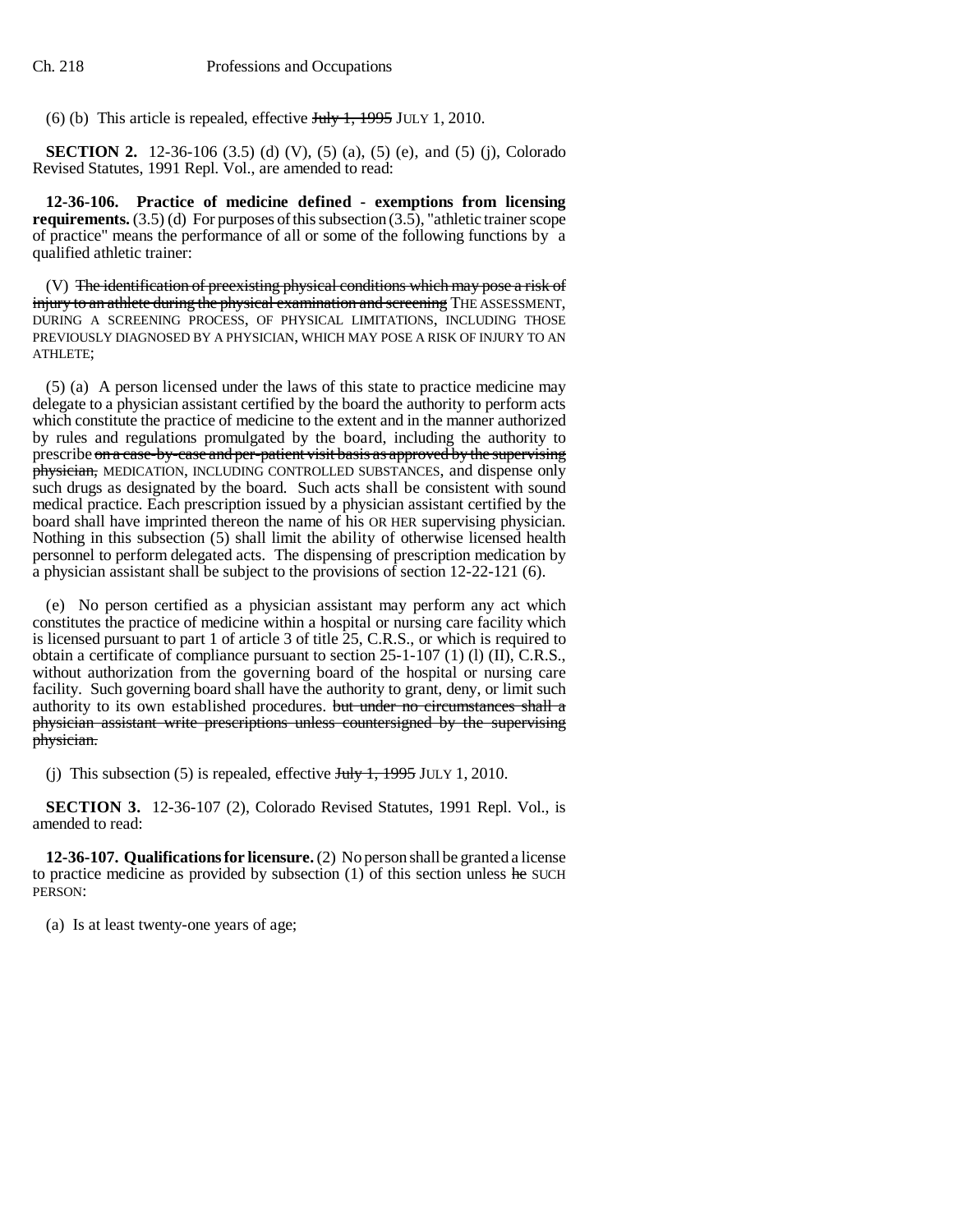(6) (b) This article is repealed, effective ~~July 1, 1995~~ JULY 1, 2010.

**SECTION 2.** 12-36-106 (3.5) (d) (V), (5) (a), (5) (e), and (5) (j), Colorado Revised Statutes, 1991 Repl. Vol., are amended to read:

**12-36-106. Practice of medicine defined - exemptions from licensing requirements.** (3.5) (d) For purposes of this subsection (3.5), "athletic trainer scope of practice" means the performance of all or some of the following functions by a qualified athletic trainer:

(V) ~~The identification of preexisting physical conditions which may pose a risk of injury to an athlete during the physical examination and screening~~ THE ASSESSMENT, DURING A SCREENING PROCESS, OF PHYSICAL LIMITATIONS, INCLUDING THOSE PREVIOUSLY DIAGNOSED BY A PHYSICIAN, WHICH MAY POSE A RISK OF INJURY TO AN ATHLETE;

(5) (a) A person licensed under the laws of this state to practice medicine may delegate to a physician assistant certified by the board the authority to perform acts which constitute the practice of medicine to the extent and in the manner authorized by rules and regulations promulgated by the board, including the authority to prescribe ~~on a case-by-case and per-patient visit basis as approved by the supervising physician,~~ MEDICATION, INCLUDING CONTROLLED SUBSTANCES, and dispense only such drugs as designated by the board. Such acts shall be consistent with sound medical practice. Each prescription issued by a physician assistant certified by the board shall have imprinted thereon the name of his OR HER supervising physician. Nothing in this subsection (5) shall limit the ability of otherwise licensed health personnel to perform delegated acts. The dispensing of prescription medication by a physician assistant shall be subject to the provisions of section 12-22-121 (6).

(e) No person certified as a physician assistant may perform any act which constitutes the practice of medicine within a hospital or nursing care facility which is licensed pursuant to part 1 of article 3 of title 25, C.R.S., or which is required to obtain a certificate of compliance pursuant to section 25-1-107 (1) (l) (II), C.R.S., without authorization from the governing board of the hospital or nursing care facility. Such governing board shall have the authority to grant, deny, or limit such authority to its own established procedures. ~~but under no circumstances shall a physician assistant write prescriptions unless countersigned by the supervising physician.~~

(j) This subsection (5) is repealed, effective ~~July 1, 1995~~ JULY 1, 2010.

**SECTION 3.** 12-36-107 (2), Colorado Revised Statutes, 1991 Repl. Vol., is amended to read:

**12-36-107. Qualifications for licensure.** (2) No person shall be granted a license to practice medicine as provided by subsection (1) of this section unless ~~he~~ SUCH PERSON:

(a) Is at least twenty-one years of age;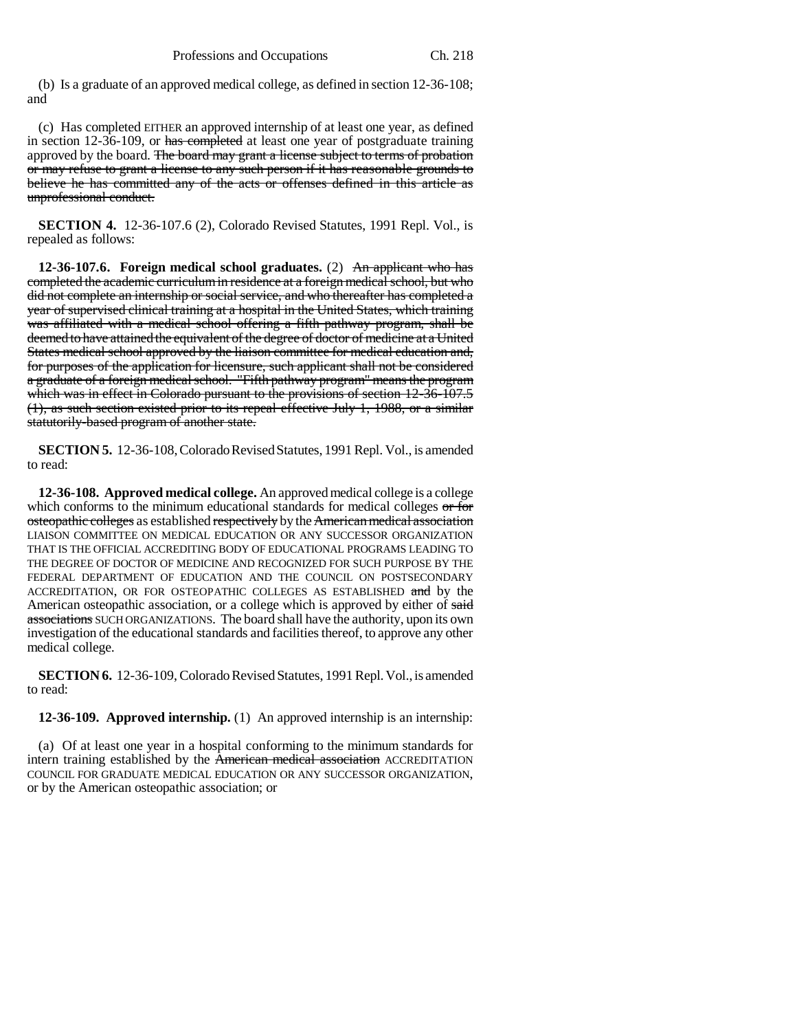(b) Is a graduate of an approved medical college, as defined in section 12-36-108; and

(c) Has completed EITHER an approved internship of at least one year, as defined in section 12-36-109, or ~~has completed~~ at least one year of postgraduate training approved by the board. ~~The board may grant a license subject to terms of probation or may refuse to grant a license to any such person if it has reasonable grounds to believe he has committed any of the acts or offenses defined in this article as unprofessional conduct.~~

**SECTION 4.** 12-36-107.6 (2), Colorado Revised Statutes, 1991 Repl. Vol., is repealed as follows:

**12-36-107.6. Foreign medical school graduates.** (2) ~~An applicant who has completed the academic curriculum in residence at a foreign medical school, but who did not complete an internship or social service, and who thereafter has completed a year of supervised clinical training at a hospital in the United States, which training was affiliated with a medical school offering a fifth pathway program, shall be deemed to have attained the equivalent of the degree of doctor of medicine at a United States medical school approved by the liaison committee for medical education and, for purposes of the application for licensure, such applicant shall not be considered a graduate of a foreign medical school. "Fifth pathway program" means the program which was in effect in Colorado pursuant to the provisions of section 12-36-107.5 (1), as such section existed prior to its repeal effective July 1, 1988, or a similar statutorily-based program of another state.~~

**SECTION 5.** 12-36-108, Colorado Revised Statutes, 1991 Repl. Vol., is amended to read:

**12-36-108. Approved medical college.** An approved medical college is a college which conforms to the minimum educational standards for medical colleges ~~or for osteopathic colleges~~ as established ~~respectively~~ by the ~~American medical association~~ LIAISON COMMITTEE ON MEDICAL EDUCATION OR ANY SUCCESSOR ORGANIZATION THAT IS THE OFFICIAL ACCREDITING BODY OF EDUCATIONAL PROGRAMS LEADING TO THE DEGREE OF DOCTOR OF MEDICINE AND RECOGNIZED FOR SUCH PURPOSE BY THE FEDERAL DEPARTMENT OF EDUCATION AND THE COUNCIL ON POSTSECONDARY ACCREDITATION, OR FOR OSTEOPATHIC COLLEGES AS ESTABLISHED ~~and~~ by the American osteopathic association, or a college which is approved by either of ~~said associations~~ SUCH ORGANIZATIONS. The board shall have the authority, upon its own investigation of the educational standards and facilities thereof, to approve any other medical college.

**SECTION 6.** 12-36-109, Colorado Revised Statutes, 1991 Repl. Vol., is amended to read:

**12-36-109. Approved internship.** (1) An approved internship is an internship:

(a) Of at least one year in a hospital conforming to the minimum standards for intern training established by the ~~American medical association~~ ACCREDITATION COUNCIL FOR GRADUATE MEDICAL EDUCATION OR ANY SUCCESSOR ORGANIZATION, or by the American osteopathic association; or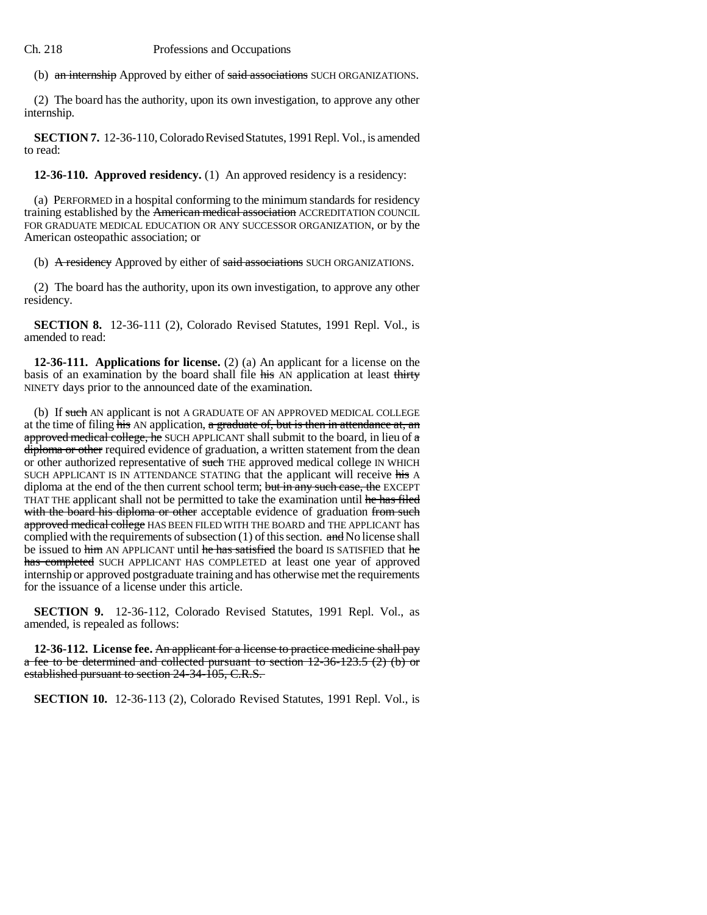(b) ~~an internship~~ Approved by either of ~~said associations~~ SUCH ORGANIZATIONS.

(2) The board has the authority, upon its own investigation, to approve any other internship.

**SECTION 7.** 12-36-110, Colorado Revised Statutes, 1991 Repl. Vol., is amended to read:

**12-36-110. Approved residency.** (1) An approved residency is a residency:

(a) PERFORMED in a hospital conforming to the minimum standards for residency training established by the ~~American medical association~~ ACCREDITATION COUNCIL FOR GRADUATE MEDICAL EDUCATION OR ANY SUCCESSOR ORGANIZATION, or by the American osteopathic association; or

(b) ~~A residency~~ Approved by either of ~~said associations~~ SUCH ORGANIZATIONS.

(2) The board has the authority, upon its own investigation, to approve any other residency.

**SECTION 8.** 12-36-111 (2), Colorado Revised Statutes, 1991 Repl. Vol., is amended to read:

**12-36-111. Applications for license.** (2) (a) An applicant for a license on the basis of an examination by the board shall file ~~his~~ AN application at least ~~thirty~~ NINETY days prior to the announced date of the examination.

(b) If ~~such~~ AN applicant is not A GRADUATE OF AN APPROVED MEDICAL COLLEGE at the time of filing ~~his~~ AN application, ~~a graduate of, but is then in attendance at, an approved medical college, he~~ SUCH APPLICANT shall submit to the board, in lieu of ~~a diploma or other~~ required evidence of graduation, a written statement from the dean or other authorized representative of ~~such~~ THE approved medical college IN WHICH SUCH APPLICANT IS IN ATTENDANCE STATING that the applicant will receive ~~his~~ A diploma at the end of the then current school term; ~~but in any such case, the~~ EXCEPT THAT THE applicant shall not be permitted to take the examination until ~~he has filed with the board his diploma or other~~ acceptable evidence of graduation ~~from such approved medical college~~ HAS BEEN FILED WITH THE BOARD and THE APPLICANT has complied with the requirements of subsection (1) of this section. ~~and~~ No license shall be issued to ~~him~~ AN APPLICANT until ~~he has satisfied~~ the board IS SATISFIED that ~~he has completed~~ SUCH APPLICANT HAS COMPLETED at least one year of approved internship or approved postgraduate training and has otherwise met the requirements for the issuance of a license under this article.

**SECTION 9.** 12-36-112, Colorado Revised Statutes, 1991 Repl. Vol., as amended, is repealed as follows:

**12-36-112. License fee.** ~~An applicant for a license to practice medicine shall pay a fee to be determined and collected pursuant to section 12-36-123.5 (2) (b) or established pursuant to section 24-34-105, C.R.S.~~

**SECTION 10.** 12-36-113 (2), Colorado Revised Statutes, 1991 Repl. Vol., is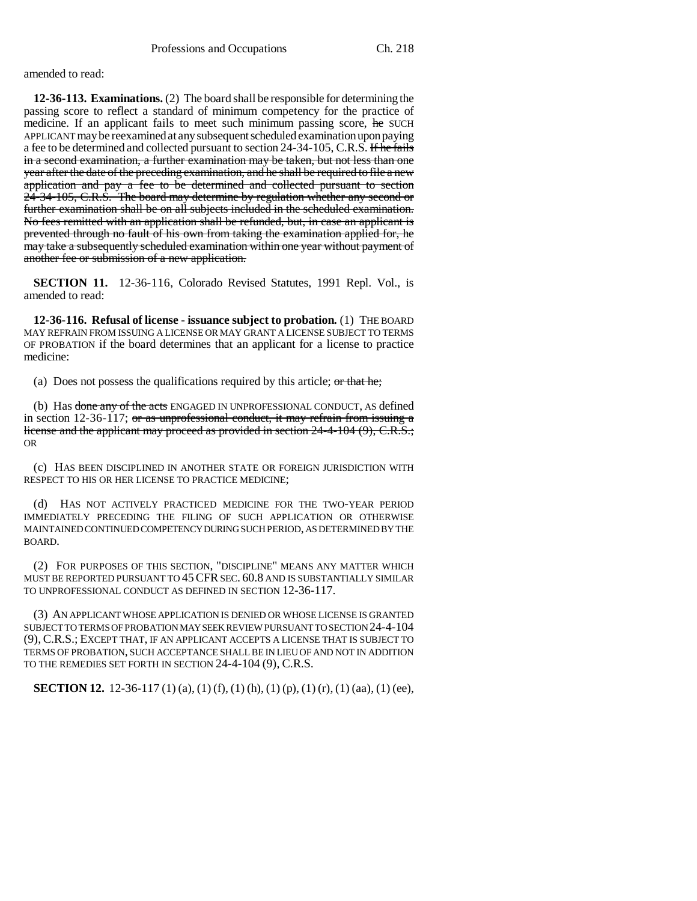amended to read:

**12-36-113. Examinations.** (2) The board shall be responsible for determining the passing score to reflect a standard of minimum competency for the practice of medicine. If an applicant fails to meet such minimum passing score, ~~he~~ SUCH APPLICANT may be reexamined at any subsequent scheduled examination upon paying a fee to be determined and collected pursuant to section 24-34-105, C.R.S. ~~If he fails in a second examination, a further examination may be taken, but not less than one year after the date of the preceding examination, and he shall be required to file a new application and pay a fee to be determined and collected pursuant to section 24-34-105, C.R.S. The board may determine by regulation whether any second or further examination shall be on all subjects included in the scheduled examination. No fees remitted with an application shall be refunded, but, in case an applicant is prevented through no fault of his own from taking the examination applied for, he may take a subsequently scheduled examination within one year without payment of another fee or submission of a new application.~~

**SECTION 11.** 12-36-116, Colorado Revised Statutes, 1991 Repl. Vol., is amended to read:

**12-36-116. Refusal of license - issuance subject to probation.** (1) THE BOARD MAY REFRAIN FROM ISSUING A LICENSE OR MAY GRANT A LICENSE SUBJECT TO TERMS OF PROBATION if the board determines that an applicant for a license to practice medicine:

(a) Does not possess the qualifications required by this article; ~~or that he;~~

(b) Has ~~done any of the acts~~ ENGAGED IN UNPROFESSIONAL CONDUCT, AS defined in section 12-36-117; ~~or as unprofessional conduct, it may refrain from issuing a license and the applicant may proceed as provided in section 24-4-104 (9), C.R.S.;~~ OR

(c) HAS BEEN DISCIPLINED IN ANOTHER STATE OR FOREIGN JURISDICTION WITH RESPECT TO HIS OR HER LICENSE TO PRACTICE MEDICINE;

(d) HAS NOT ACTIVELY PRACTICED MEDICINE FOR THE TWO-YEAR PERIOD IMMEDIATELY PRECEDING THE FILING OF SUCH APPLICATION OR OTHERWISE MAINTAINED CONTINUED COMPETENCY DURING SUCH PERIOD, AS DETERMINED BY THE BOARD.

(2) FOR PURPOSES OF THIS SECTION, "DISCIPLINE" MEANS ANY MATTER WHICH MUST BE REPORTED PURSUANT TO 45 CFR SEC. 60.8 AND IS SUBSTANTIALLY SIMILAR TO UNPROFESSIONAL CONDUCT AS DEFINED IN SECTION 12-36-117.

(3) AN APPLICANT WHOSE APPLICATION IS DENIED OR WHOSE LICENSE IS GRANTED SUBJECT TO TERMS OF PROBATION MAY SEEK REVIEW PURSUANT TO SECTION 24-4-104 (9), C.R.S.; EXCEPT THAT, IF AN APPLICANT ACCEPTS A LICENSE THAT IS SUBJECT TO TERMS OF PROBATION, SUCH ACCEPTANCE SHALL BE IN LIEU OF AND NOT IN ADDITION TO THE REMEDIES SET FORTH IN SECTION 24-4-104 (9), C.R.S.

**SECTION 12.** 12-36-117 (1) (a), (1) (f), (1) (h), (1) (p), (1) (r), (1) (aa), (1) (ee),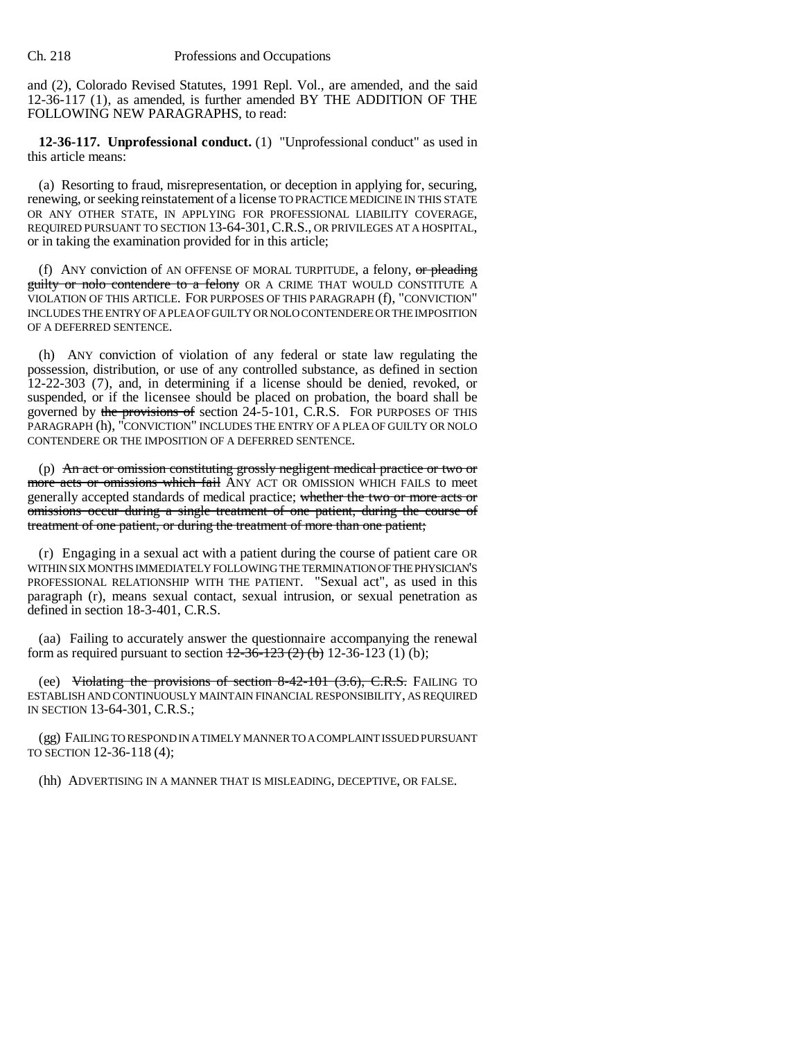and (2), Colorado Revised Statutes, 1991 Repl. Vol., are amended, and the said 12-36-117 (1), as amended, is further amended BY THE ADDITION OF THE FOLLOWING NEW PARAGRAPHS, to read:

**12-36-117. Unprofessional conduct.** (1) "Unprofessional conduct" as used in this article means:

(a) Resorting to fraud, misrepresentation, or deception in applying for, securing, renewing, or seeking reinstatement of a license TO PRACTICE MEDICINE IN THIS STATE OR ANY OTHER STATE, IN APPLYING FOR PROFESSIONAL LIABILITY COVERAGE, REQUIRED PURSUANT TO SECTION 13-64-301, C.R.S., OR PRIVILEGES AT A HOSPITAL, or in taking the examination provided for in this article;

(f) ANY conviction of AN OFFENSE OF MORAL TURPITUDE, a felony, ~~or pleading guilty or nolo contendere to a felony~~ OR A CRIME THAT WOULD CONSTITUTE A VIOLATION OF THIS ARTICLE. FOR PURPOSES OF THIS PARAGRAPH (f), "CONVICTION" INCLUDES THE ENTRY OF A PLEA OF GUILTY OR NOLO CONTENDERE OR THE IMPOSITION OF A DEFERRED SENTENCE.

(h) ANY conviction of violation of any federal or state law regulating the possession, distribution, or use of any controlled substance, as defined in section 12-22-303 (7), and, in determining if a license should be denied, revoked, or suspended, or if the licensee should be placed on probation, the board shall be governed by ~~the provisions of~~ section 24-5-101, C.R.S. FOR PURPOSES OF THIS PARAGRAPH (h), "CONVICTION" INCLUDES THE ENTRY OF A PLEA OF GUILTY OR NOLO CONTENDERE OR THE IMPOSITION OF A DEFERRED SENTENCE.

(p) ~~An act or omission constituting grossly negligent medical practice or two or more acts or omissions which fail~~ ANY ACT OR OMISSION WHICH FAILS to meet generally accepted standards of medical practice; ~~whether the two or more acts or omissions occur during a single treatment of one patient, during the course of treatment of one patient, or during the treatment of more than one patient;~~

(r) Engaging in a sexual act with a patient during the course of patient care OR WITHIN SIX MONTHS IMMEDIATELY FOLLOWING THE TERMINATION OF THE PHYSICIAN'S PROFESSIONAL RELATIONSHIP WITH THE PATIENT. "Sexual act", as used in this paragraph (r), means sexual contact, sexual intrusion, or sexual penetration as defined in section 18-3-401, C.R.S.

(aa) Failing to accurately answer the questionnaire accompanying the renewal form as required pursuant to section ~~12-36-123 (2) (b)~~ 12-36-123 (1) (b);

(ee) ~~Violating the provisions of section 8-42-101 (3.6), C.R.S.~~ FAILING TO ESTABLISH AND CONTINUOUSLY MAINTAIN FINANCIAL RESPONSIBILITY, AS REQUIRED IN SECTION 13-64-301, C.R.S.;

(gg) FAILING TO RESPOND IN A TIMELY MANNER TO A COMPLAINT ISSUED PURSUANT TO SECTION 12-36-118 (4);

(hh) ADVERTISING IN A MANNER THAT IS MISLEADING, DECEPTIVE, OR FALSE.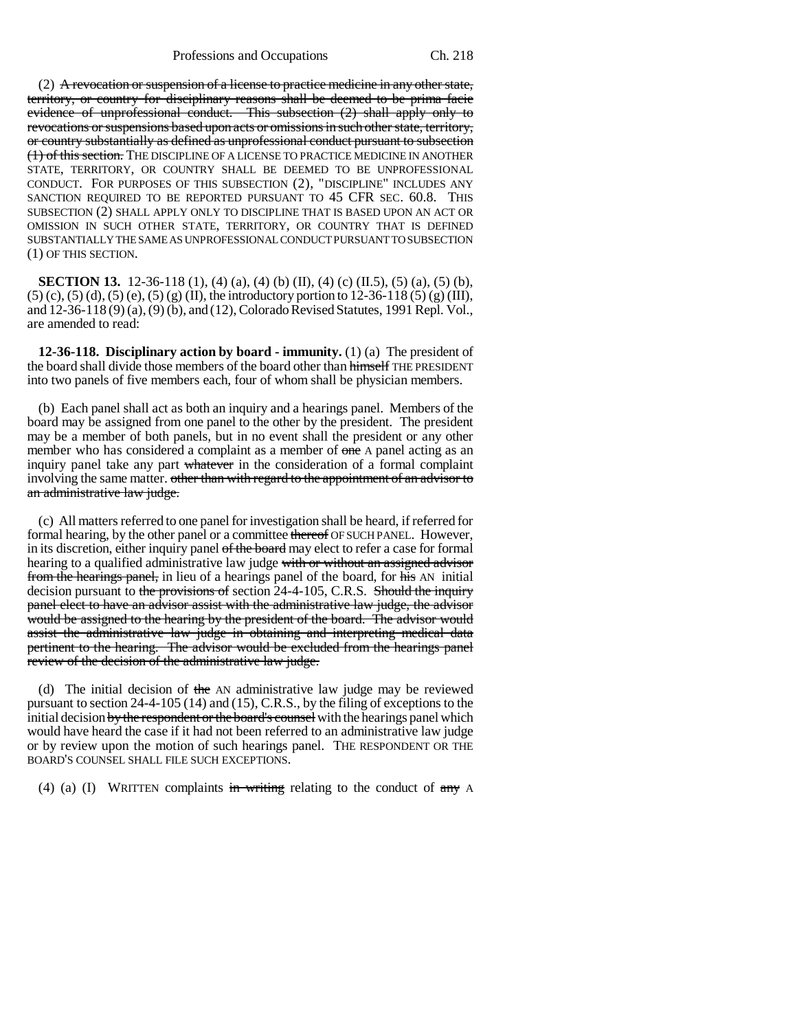(2) ~~A revocation or suspension of a license to practice medicine in any other state, territory, or country for disciplinary reasons shall be deemed to be prima facie evidence of unprofessional conduct. This subsection (2) shall apply only to revocations or suspensions based upon acts or omissions in such other state, territory, or country substantially as defined as unprofessional conduct pursuant to subsection (1) of this section.~~ THE DISCIPLINE OF A LICENSE TO PRACTICE MEDICINE IN ANOTHER STATE, TERRITORY, OR COUNTRY SHALL BE DEEMED TO BE UNPROFESSIONAL CONDUCT. FOR PURPOSES OF THIS SUBSECTION (2), "DISCIPLINE" INCLUDES ANY SANCTION REQUIRED TO BE REPORTED PURSUANT TO 45 CFR SEC. 60.8. THIS SUBSECTION (2) SHALL APPLY ONLY TO DISCIPLINE THAT IS BASED UPON AN ACT OR OMISSION IN SUCH OTHER STATE, TERRITORY, OR COUNTRY THAT IS DEFINED SUBSTANTIALLY THE SAME AS UNPROFESSIONAL CONDUCT PURSUANT TO SUBSECTION (1) OF THIS SECTION.

**SECTION 13.** 12-36-118 (1), (4) (a), (4) (b) (II), (4) (c) (II.5), (5) (a), (5) (b), (5) (c), (5) (d), (5) (e), (5) (g) (II), the introductory portion to 12-36-118 (5) (g) (III), and 12-36-118 (9) (a), (9) (b), and (12), Colorado Revised Statutes, 1991 Repl. Vol., are amended to read:

**12-36-118. Disciplinary action by board - immunity.** (1) (a) The president of the board shall divide those members of the board other than ~~himself~~ THE PRESIDENT into two panels of five members each, four of whom shall be physician members.

(b) Each panel shall act as both an inquiry and a hearings panel. Members of the board may be assigned from one panel to the other by the president. The president may be a member of both panels, but in no event shall the president or any other member who has considered a complaint as a member of ~~one~~ A panel acting as an inquiry panel take any part ~~whatever~~ in the consideration of a formal complaint involving the same matter. ~~other than with regard to the appointment of an advisor to an administrative law judge.~~

(c) All matters referred to one panel for investigation shall be heard, if referred for formal hearing, by the other panel or a committee ~~thereof~~ OF SUCH PANEL. However, in its discretion, either inquiry panel ~~of the board~~ may elect to refer a case for formal hearing to a qualified administrative law judge ~~with or without an assigned advisor from the hearings panel,~~ in lieu of a hearings panel of the board, for ~~his~~ AN initial decision pursuant to ~~the provisions of~~ section 24-4-105, C.R.S. ~~Should the inquiry panel elect to have an advisor assist with the administrative law judge, the advisor would be assigned to the hearing by the president of the board. The advisor would assist the administrative law judge in obtaining and interpreting medical data pertinent to the hearing. The advisor would be excluded from the hearings panel review of the decision of the administrative law judge.~~

(d) The initial decision of ~~the~~ AN administrative law judge may be reviewed pursuant to section 24-4-105 (14) and (15), C.R.S., by the filing of exceptions to the initial decision ~~by the respondent or the board's counsel~~ with the hearings panel which would have heard the case if it had not been referred to an administrative law judge or by review upon the motion of such hearings panel. THE RESPONDENT OR THE BOARD'S COUNSEL SHALL FILE SUCH EXCEPTIONS.

(4) (a) (I) WRITTEN complaints ~~in writing~~ relating to the conduct of ~~any~~ A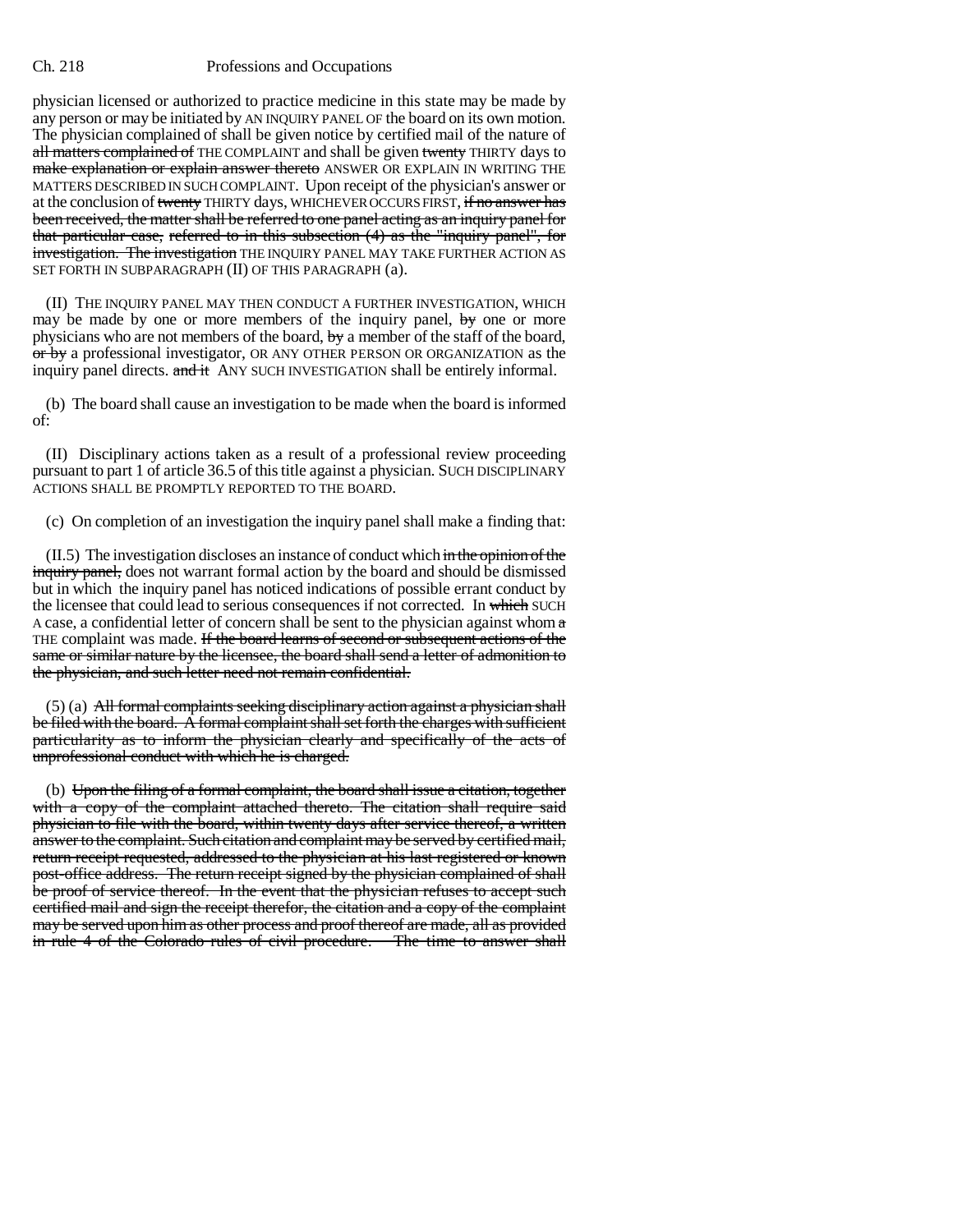physician licensed or authorized to practice medicine in this state may be made by any person or may be initiated by AN INQUIRY PANEL OF the board on its own motion. The physician complained of shall be given notice by certified mail of the nature of ~~all matters complained of~~ THE COMPLAINT and shall be given ~~twenty~~ THIRTY days to ~~make explanation or explain answer thereto~~ ANSWER OR EXPLAIN IN WRITING THE MATTERS DESCRIBED IN SUCH COMPLAINT. Upon receipt of the physician's answer or at the conclusion of ~~twenty~~ THIRTY days, WHICHEVER OCCURS FIRST, ~~if no answer has been received, the matter shall be referred to one panel acting as an inquiry panel for that particular case, referred to in this subsection (4) as the "inquiry panel", for investigation. The investigation~~ THE INQUIRY PANEL MAY TAKE FURTHER ACTION AS SET FORTH IN SUBPARAGRAPH (II) OF THIS PARAGRAPH (a).

(II) THE INQUIRY PANEL MAY THEN CONDUCT A FURTHER INVESTIGATION, WHICH may be made by one or more members of the inquiry panel, ~~by~~ one or more physicians who are not members of the board, ~~by~~ a member of the staff of the board, ~~or by~~ a professional investigator, OR ANY OTHER PERSON OR ORGANIZATION as the inquiry panel directs. ~~and it~~ ANY SUCH INVESTIGATION shall be entirely informal.

(b) The board shall cause an investigation to be made when the board is informed of:

(II) Disciplinary actions taken as a result of a professional review proceeding pursuant to part 1 of article 36.5 of this title against a physician. SUCH DISCIPLINARY ACTIONS SHALL BE PROMPTLY REPORTED TO THE BOARD.

(c) On completion of an investigation the inquiry panel shall make a finding that:

(II.5) The investigation discloses an instance of conduct which ~~in the opinion of the inquiry panel,~~ does not warrant formal action by the board and should be dismissed but in which the inquiry panel has noticed indications of possible errant conduct by the licensee that could lead to serious consequences if not corrected. In ~~which~~ SUCH A case, a confidential letter of concern shall be sent to the physician against whom ~~a~~ THE complaint was made. ~~If the board learns of second or subsequent actions of the same or similar nature by the licensee, the board shall send a letter of admonition to the physician, and such letter need not remain confidential.~~

(5) (a) ~~All formal complaints seeking disciplinary action against a physician shall be filed with the board. A formal complaint shall set forth the charges with sufficient particularity as to inform the physician clearly and specifically of the acts of unprofessional conduct with which he is charged.~~

(b) ~~Upon the filing of a formal complaint, the board shall issue a citation, together with a copy of the complaint attached thereto. The citation shall require said physician to file with the board, within twenty days after service thereof, a written answer to the complaint. Such citation and complaint may be served by certified mail, return receipt requested, addressed to the physician at his last registered or known post-office address. The return receipt signed by the physician complained of shall be proof of service thereof. In the event that the physician refuses to accept such certified mail and sign the receipt therefor, the citation and a copy of the complaint may be served upon him as other process and proof thereof are made, all as provided in rule 4 of the Colorado rules of civil procedure. The time to answer shall~~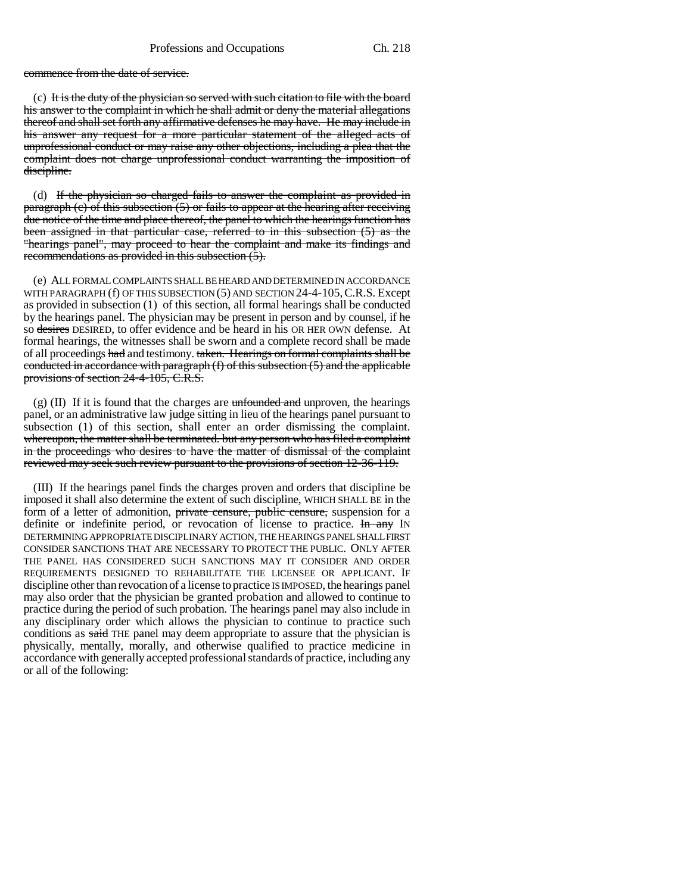commence from the date of service.

(c) It is the duty of the physician so served with such citation to file with the board his answer to the complaint in which he shall admit or deny the material allegations thereof and shall set forth any affirmative defenses he may have. He may include in his answer any request for a more particular statement of the alleged acts of unprofessional conduct or may raise any other objections, including a plea that the complaint does not charge unprofessional conduct warranting the imposition of discipline.

(d) If the physician so charged fails to answer the complaint as provided in paragraph (c) of this subsection (5) or fails to appear at the hearing after receiving due notice of the time and place thereof, the panel to which the hearings function has been assigned in that particular case, referred to in this subsection (5) as the "hearings panel", may proceed to hear the complaint and make its findings and recommendations as provided in this subsection (5).

(e) ALL FORMAL COMPLAINTS SHALL BE HEARD AND DETERMINED IN ACCORDANCE WITH PARAGRAPH (f) OF THIS SUBSECTION (5) AND SECTION 24-4-105, C.R.S. Except as provided in subsection (1) of this section, all formal hearings shall be conducted by the hearings panel. The physician may be present in person and by counsel, if he so desires DESIRED, to offer evidence and be heard in his OR HER OWN defense. At formal hearings, the witnesses shall be sworn and a complete record shall be made of all proceedings had and testimony. taken. Hearings on formal complaints shall be conducted in accordance with paragraph (f) of this subsection (5) and the applicable provisions of section 24-4-105, C.R.S.

(g) (II) If it is found that the charges are unfounded and unproven, the hearings panel, or an administrative law judge sitting in lieu of the hearings panel pursuant to subsection (1) of this section, shall enter an order dismissing the complaint. whereupon, the matter shall be terminated. but any person who has filed a complaint in the proceedings who desires to have the matter of dismissal of the complaint reviewed may seek such review pursuant to the provisions of section 12-36-119.

(III) If the hearings panel finds the charges proven and orders that discipline be imposed it shall also determine the extent of such discipline, WHICH SHALL BE in the form of a letter of admonition, private censure, public censure, suspension for a definite or indefinite period, or revocation of license to practice. In any IN DETERMINING APPROPRIATE DISCIPLINARY ACTION, THE HEARINGS PANEL SHALL FIRST CONSIDER SANCTIONS THAT ARE NECESSARY TO PROTECT THE PUBLIC. ONLY AFTER THE PANEL HAS CONSIDERED SUCH SANCTIONS MAY IT CONSIDER AND ORDER REQUIREMENTS DESIGNED TO REHABILITATE THE LICENSEE OR APPLICANT. IF discipline other than revocation of a license to practice IS IMPOSED, the hearings panel may also order that the physician be granted probation and allowed to continue to practice during the period of such probation. The hearings panel may also include in any disciplinary order which allows the physician to continue to practice such conditions as said THE panel may deem appropriate to assure that the physician is physically, mentally, morally, and otherwise qualified to practice medicine in accordance with generally accepted professional standards of practice, including any or all of the following: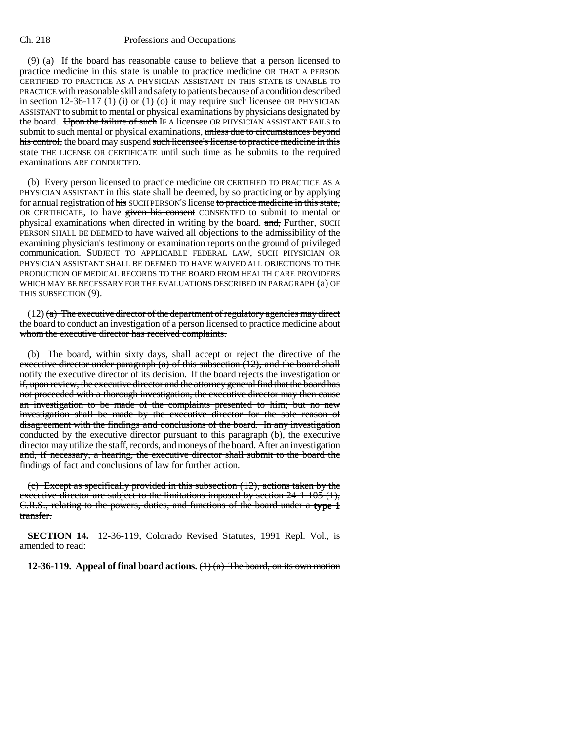(9) (a) If the board has reasonable cause to believe that a person licensed to practice medicine in this state is unable to practice medicine OR THAT A PERSON CERTIFIED TO PRACTICE AS A PHYSICIAN ASSISTANT IN THIS STATE IS UNABLE TO PRACTICE with reasonable skill and safety to patients because of a condition described in section 12-36-117 (1) (i) or (1) (o) it may require such licensee OR PHYSICIAN ASSISTANT to submit to mental or physical examinations by physicians designated by the board. ~~Upon the failure of such~~ IF A licensee OR PHYSICIAN ASSISTANT FAILS to submit to such mental or physical examinations, ~~unless due to circumstances beyond his control,~~ the board may suspend ~~such licensee's license to practice medicine in this state~~ THE LICENSE OR CERTIFICATE until ~~such time as he submits to~~ the required examinations ARE CONDUCTED.

(b) Every person licensed to practice medicine OR CERTIFIED TO PRACTICE AS A PHYSICIAN ASSISTANT in this state shall be deemed, by so practicing or by applying for annual registration of ~~his~~ SUCH PERSON'S license ~~to practice medicine in this state,~~ OR CERTIFICATE, to have ~~given his consent~~ CONSENTED to submit to mental or physical examinations when directed in writing by the board. ~~and,~~ Further, SUCH PERSON SHALL BE DEEMED to have waived all objections to the admissibility of the examining physician's testimony or examination reports on the ground of privileged communication. SUBJECT TO APPLICABLE FEDERAL LAW, SUCH PHYSICIAN OR PHYSICIAN ASSISTANT SHALL BE DEEMED TO HAVE WAIVED ALL OBJECTIONS TO THE PRODUCTION OF MEDICAL RECORDS TO THE BOARD FROM HEALTH CARE PROVIDERS WHICH MAY BE NECESSARY FOR THE EVALUATIONS DESCRIBED IN PARAGRAPH (a) OF THIS SUBSECTION (9).

(12) ~~(a) The executive director of the department of regulatory agencies may direct the board to conduct an investigation of a person licensed to practice medicine about whom the executive director has received complaints.~~

~~(b) The board, within sixty days, shall accept or reject the directive of the executive director under paragraph (a) of this subsection (12), and the board shall notify the executive director of its decision. If the board rejects the investigation or if, upon review, the executive director and the attorney general find that the board has not proceeded with a thorough investigation, the executive director may then cause an investigation to be made of the complaints presented to him; but no new investigation shall be made by the executive director for the sole reason of disagreement with the findings and conclusions of the board. In any investigation conducted by the executive director pursuant to this paragraph (b), the executive director may utilize the staff, records, and moneys of the board. After an investigation and, if necessary, a hearing, the executive director shall submit to the board the findings of fact and conclusions of law for further action.~~

~~(c) Except as specifically provided in this subsection (12), actions taken by the executive director are subject to the limitations imposed by section 24-1-105 (1), C.R.S., relating to the powers, duties, and functions of the board under a **type 1** transfer.~~

**SECTION 14.** 12-36-119, Colorado Revised Statutes, 1991 Repl. Vol., is amended to read:

**12-36-119. Appeal of final board actions.** ~~(1) (a) The board, on its own motion~~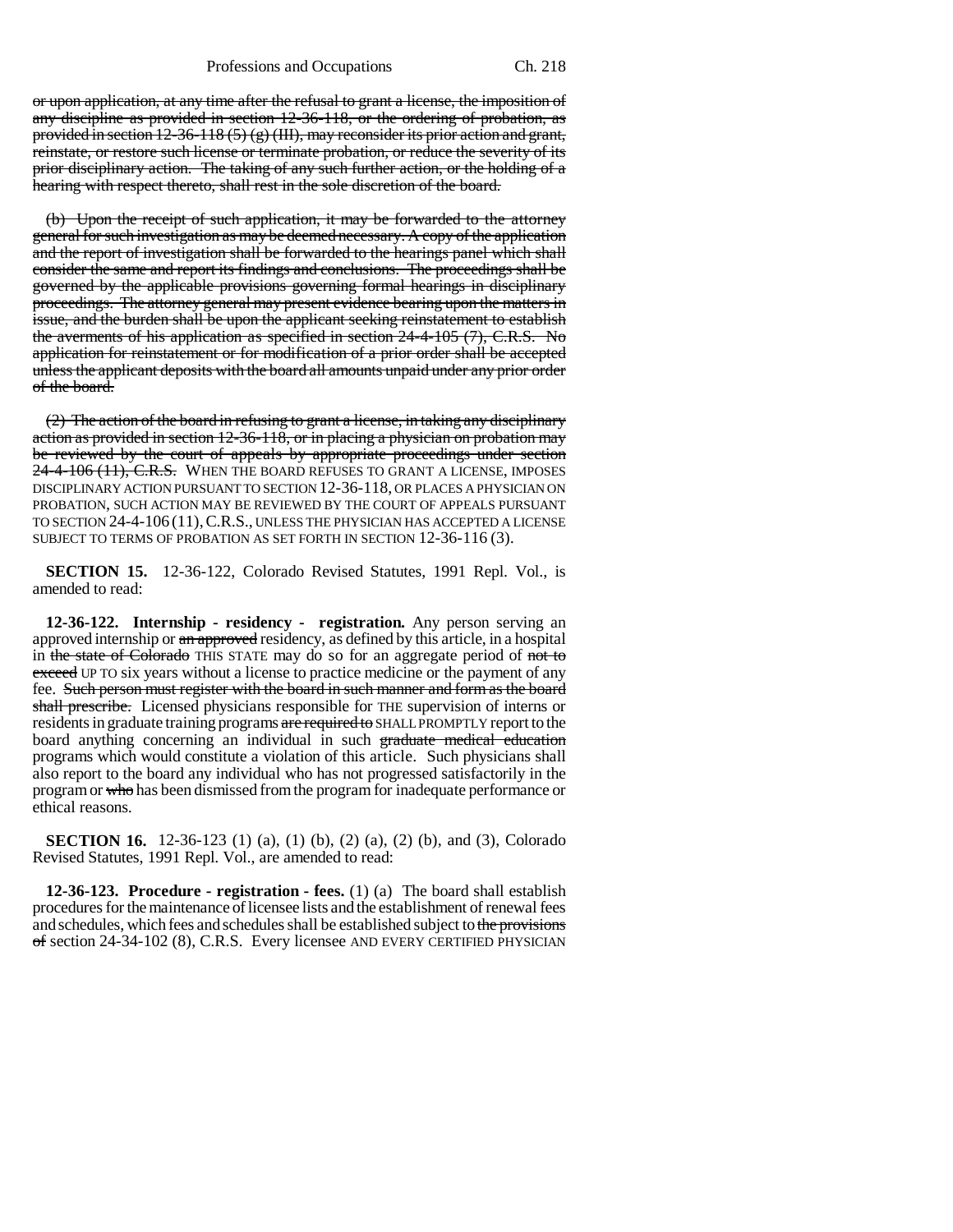or upon application, at any time after the refusal to grant a license, the imposition of any discipline as provided in section 12-36-118, or the ordering of probation, as provided in section 12-36-118 (5) (g) (III), may reconsider its prior action and grant, reinstate, or restore such license or terminate probation, or reduce the severity of its prior disciplinary action. The taking of any such further action, or the holding of a hearing with respect thereto, shall rest in the sole discretion of the board.

(b) Upon the receipt of such application, it may be forwarded to the attorney general for such investigation as may be deemed necessary. A copy of the application and the report of investigation shall be forwarded to the hearings panel which shall consider the same and report its findings and conclusions. The proceedings shall be governed by the applicable provisions governing formal hearings in disciplinary proceedings. The attorney general may present evidence bearing upon the matters in issue, and the burden shall be upon the applicant seeking reinstatement to establish the averments of his application as specified in section 24-4-105 (7), C.R.S. No application for reinstatement or for modification of a prior order shall be accepted unless the applicant deposits with the board all amounts unpaid under any prior order of the board.

(2) The action of the board in refusing to grant a license, in taking any disciplinary action as provided in section 12-36-118, or in placing a physician on probation may be reviewed by the court of appeals by appropriate proceedings under section 24-4-106 (11), C.R.S. WHEN THE BOARD REFUSES TO GRANT A LICENSE, IMPOSES DISCIPLINARY ACTION PURSUANT TO SECTION 12-36-118, OR PLACES A PHYSICIAN ON PROBATION, SUCH ACTION MAY BE REVIEWED BY THE COURT OF APPEALS PURSUANT TO SECTION 24-4-106 (11), C.R.S., UNLESS THE PHYSICIAN HAS ACCEPTED A LICENSE SUBJECT TO TERMS OF PROBATION AS SET FORTH IN SECTION 12-36-116 (3).

**SECTION 15.** 12-36-122, Colorado Revised Statutes, 1991 Repl. Vol., is amended to read:

**12-36-122. Internship - residency - registration.** Any person serving an approved internship or an approved residency, as defined by this article, in a hospital in the state of Colorado THIS STATE may do so for an aggregate period of not to exceed UP TO six years without a license to practice medicine or the payment of any fee. Such person must register with the board in such manner and form as the board shall prescribe. Licensed physicians responsible for THE supervision of interns or residents in graduate training programs are required to SHALL PROMPTLY report to the board anything concerning an individual in such graduate medical education programs which would constitute a violation of this article. Such physicians shall also report to the board any individual who has not progressed satisfactorily in the program or who has been dismissed from the program for inadequate performance or ethical reasons.

**SECTION 16.** 12-36-123 (1) (a), (1) (b), (2) (a), (2) (b), and (3), Colorado Revised Statutes, 1991 Repl. Vol., are amended to read:

**12-36-123. Procedure - registration - fees.** (1) (a) The board shall establish procedures for the maintenance of licensee lists and the establishment of renewal fees and schedules, which fees and schedules shall be established subject to the provisions of section 24-34-102 (8), C.R.S. Every licensee AND EVERY CERTIFIED PHYSICIAN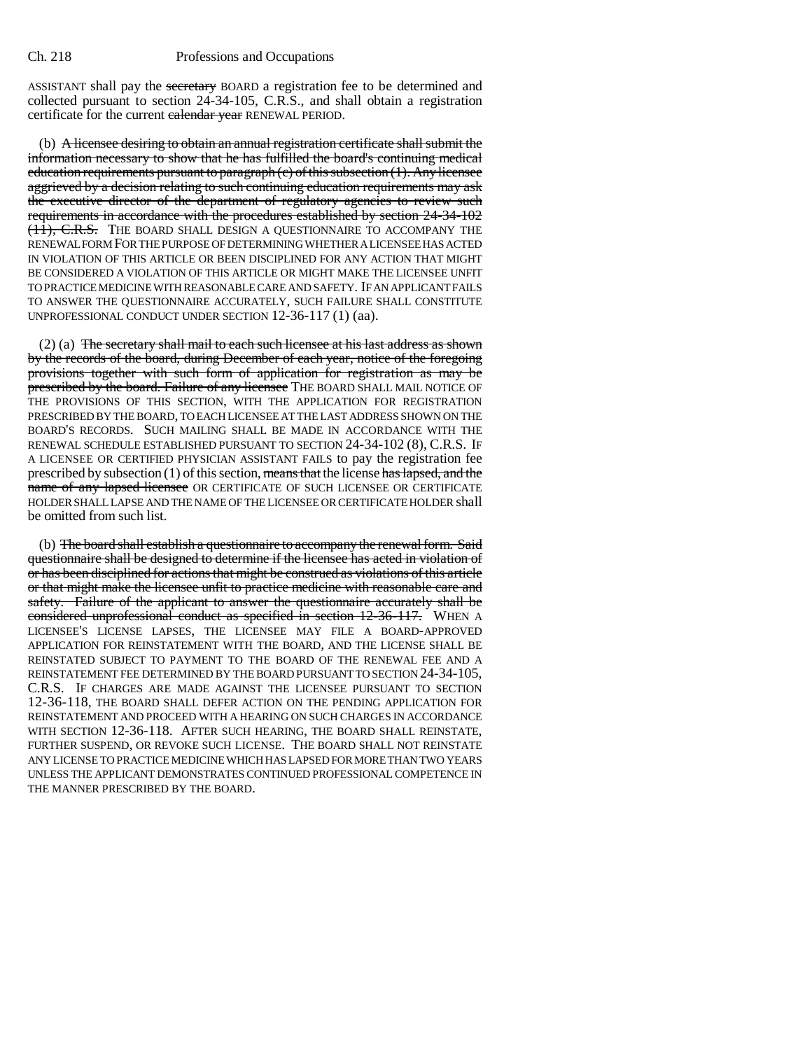ASSISTANT shall pay the ~~secretary~~ BOARD a registration fee to be determined and collected pursuant to section 24-34-105, C.R.S., and shall obtain a registration certificate for the current ~~calendar year~~ RENEWAL PERIOD.

(b) ~~A licensee desiring to obtain an annual registration certificate shall submit the information necessary to show that he has fulfilled the board's continuing medical education requirements pursuant to paragraph (c) of this subsection (1). Any licensee aggrieved by a decision relating to such continuing education requirements may ask the executive director of the department of regulatory agencies to review such requirements in accordance with the procedures established by section 24-34-102 (11), C.R.S.~~ THE BOARD SHALL DESIGN A QUESTIONNAIRE TO ACCOMPANY THE RENEWAL FORM FOR THE PURPOSE OF DETERMINING WHETHER A LICENSEE HAS ACTED IN VIOLATION OF THIS ARTICLE OR BEEN DISCIPLINED FOR ANY ACTION THAT MIGHT BE CONSIDERED A VIOLATION OF THIS ARTICLE OR MIGHT MAKE THE LICENSEE UNFIT TO PRACTICE MEDICINE WITH REASONABLE CARE AND SAFETY. IF AN APPLICANT FAILS TO ANSWER THE QUESTIONNAIRE ACCURATELY, SUCH FAILURE SHALL CONSTITUTE UNPROFESSIONAL CONDUCT UNDER SECTION 12-36-117 (1) (aa).

(2) (a) ~~The secretary shall mail to each such licensee at his last address as shown by the records of the board, during December of each year, notice of the foregoing provisions together with such form of application for registration as may be prescribed by the board. Failure of any licensee~~ THE BOARD SHALL MAIL NOTICE OF THE PROVISIONS OF THIS SECTION, WITH THE APPLICATION FOR REGISTRATION PRESCRIBED BY THE BOARD, TO EACH LICENSEE AT THE LAST ADDRESS SHOWN ON THE BOARD'S RECORDS. SUCH MAILING SHALL BE MADE IN ACCORDANCE WITH THE RENEWAL SCHEDULE ESTABLISHED PURSUANT TO SECTION 24-34-102 (8), C.R.S. IF A LICENSEE OR CERTIFIED PHYSICIAN ASSISTANT FAILS to pay the registration fee prescribed by subsection (1) of this section, ~~means that~~ the license ~~has lapsed, and the name of any lapsed licensee~~ OR CERTIFICATE OF SUCH LICENSEE OR CERTIFICATE HOLDER SHALL LAPSE AND THE NAME OF THE LICENSEE OR CERTIFICATE HOLDER shall be omitted from such list.

(b) ~~The board shall establish a questionnaire to accompany the renewal form. Said questionnaire shall be designed to determine if the licensee has acted in violation of or has been disciplined for actions that might be construed as violations of this article or that might make the licensee unfit to practice medicine with reasonable care and safety. Failure of the applicant to answer the questionnaire accurately shall be considered unprofessional conduct as specified in section 12-36-117.~~ WHEN A LICENSEE'S LICENSE LAPSES, THE LICENSEE MAY FILE A BOARD-APPROVED APPLICATION FOR REINSTATEMENT WITH THE BOARD, AND THE LICENSE SHALL BE REINSTATED SUBJECT TO PAYMENT TO THE BOARD OF THE RENEWAL FEE AND A REINSTATEMENT FEE DETERMINED BY THE BOARD PURSUANT TO SECTION 24-34-105, C.R.S. IF CHARGES ARE MADE AGAINST THE LICENSEE PURSUANT TO SECTION 12-36-118, THE BOARD SHALL DEFER ACTION ON THE PENDING APPLICATION FOR REINSTATEMENT AND PROCEED WITH A HEARING ON SUCH CHARGES IN ACCORDANCE WITH SECTION 12-36-118. AFTER SUCH HEARING, THE BOARD SHALL REINSTATE, FURTHER SUSPEND, OR REVOKE SUCH LICENSE. THE BOARD SHALL NOT REINSTATE ANY LICENSE TO PRACTICE MEDICINE WHICH HAS LAPSED FOR MORE THAN TWO YEARS UNLESS THE APPLICANT DEMONSTRATES CONTINUED PROFESSIONAL COMPETENCE IN THE MANNER PRESCRIBED BY THE BOARD.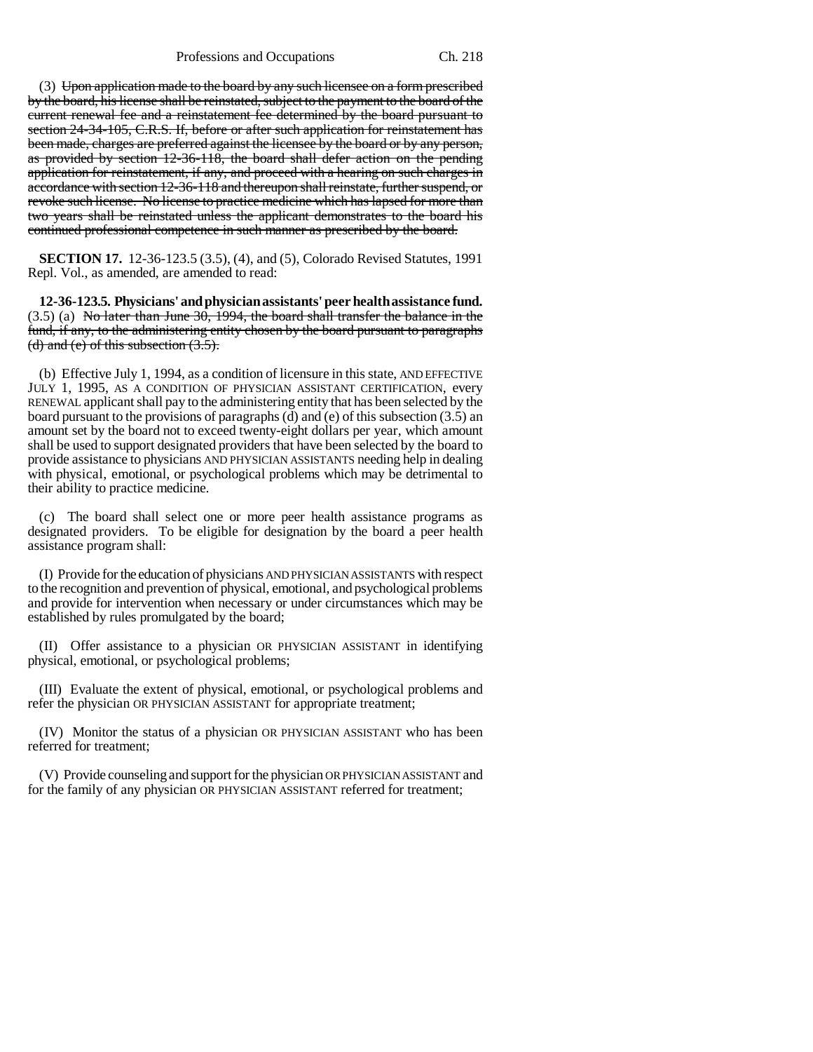(3) ~~Upon application made to the board by any such licensee on a form prescribed by the board, his license shall be reinstated, subject to the payment to the board of the current renewal fee and a reinstatement fee determined by the board pursuant to section 24-34-105, C.R.S. If, before or after such application for reinstatement has been made, charges are preferred against the licensee by the board or by any person, as provided by section 12-36-118, the board shall defer action on the pending application for reinstatement, if any, and proceed with a hearing on such charges in accordance with section 12-36-118 and thereupon shall reinstate, further suspend, or revoke such license. No license to practice medicine which has lapsed for more than two years shall be reinstated unless the applicant demonstrates to the board his continued professional competence in such manner as prescribed by the board.~~

**SECTION 17.** 12-36-123.5 (3.5), (4), and (5), Colorado Revised Statutes, 1991 Repl. Vol., as amended, are amended to read:

**12-36-123.5. Physicians' and physician assistants' peer health assistance fund.** (3.5) (a) ~~No later than June 30, 1994, the board shall transfer the balance in the fund, if any, to the administering entity chosen by the board pursuant to paragraphs (d) and (e) of this subsection (3.5).~~

(b) Effective July 1, 1994, as a condition of licensure in this state, AND EFFECTIVE JULY 1, 1995, AS A CONDITION OF PHYSICIAN ASSISTANT CERTIFICATION, every RENEWAL applicant shall pay to the administering entity that has been selected by the board pursuant to the provisions of paragraphs (d) and (e) of this subsection (3.5) an amount set by the board not to exceed twenty-eight dollars per year, which amount shall be used to support designated providers that have been selected by the board to provide assistance to physicians AND PHYSICIAN ASSISTANTS needing help in dealing with physical, emotional, or psychological problems which may be detrimental to their ability to practice medicine.

(c) The board shall select one or more peer health assistance programs as designated providers. To be eligible for designation by the board a peer health assistance program shall:

(I) Provide for the education of physicians AND PHYSICIAN ASSISTANTS with respect to the recognition and prevention of physical, emotional, and psychological problems and provide for intervention when necessary or under circumstances which may be established by rules promulgated by the board;

(II) Offer assistance to a physician OR PHYSICIAN ASSISTANT in identifying physical, emotional, or psychological problems;

(III) Evaluate the extent of physical, emotional, or psychological problems and refer the physician OR PHYSICIAN ASSISTANT for appropriate treatment;

(IV) Monitor the status of a physician OR PHYSICIAN ASSISTANT who has been referred for treatment;

(V) Provide counseling and support for the physician OR PHYSICIAN ASSISTANT and for the family of any physician OR PHYSICIAN ASSISTANT referred for treatment;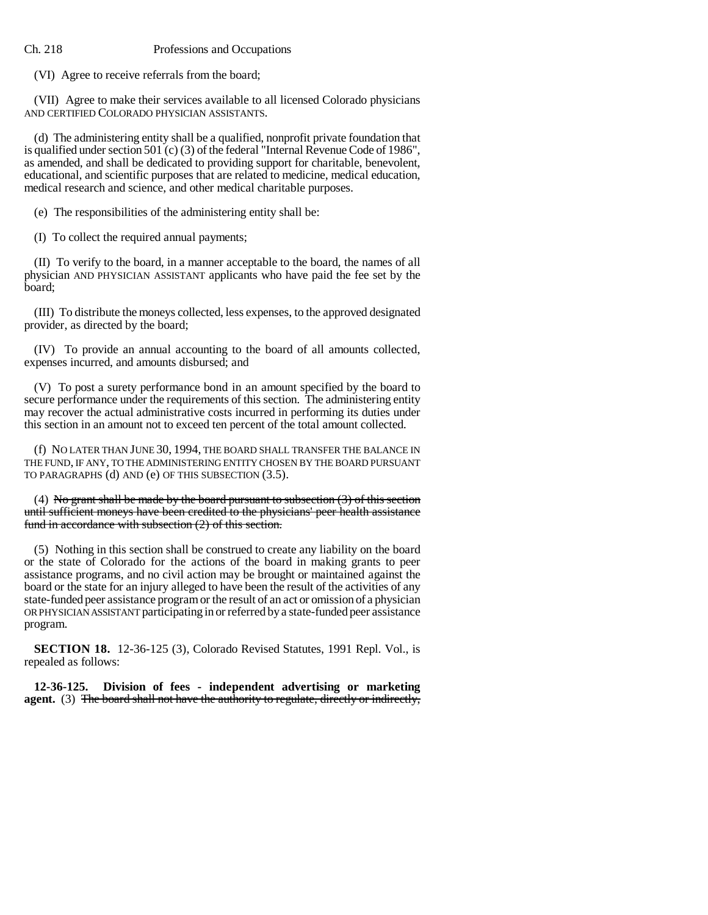(VI) Agree to receive referrals from the board;

(VII) Agree to make their services available to all licensed Colorado physicians AND CERTIFIED COLORADO PHYSICIAN ASSISTANTS.

(d) The administering entity shall be a qualified, nonprofit private foundation that is qualified under section 501 (c) (3) of the federal "Internal Revenue Code of 1986", as amended, and shall be dedicated to providing support for charitable, benevolent, educational, and scientific purposes that are related to medicine, medical education, medical research and science, and other medical charitable purposes.

(e) The responsibilities of the administering entity shall be:

(I) To collect the required annual payments;

(II) To verify to the board, in a manner acceptable to the board, the names of all physician AND PHYSICIAN ASSISTANT applicants who have paid the fee set by the board;

(III) To distribute the moneys collected, less expenses, to the approved designated provider, as directed by the board;

(IV) To provide an annual accounting to the board of all amounts collected, expenses incurred, and amounts disbursed; and

(V) To post a surety performance bond in an amount specified by the board to secure performance under the requirements of this section. The administering entity may recover the actual administrative costs incurred in performing its duties under this section in an amount not to exceed ten percent of the total amount collected.

(f) NO LATER THAN JUNE 30, 1994, THE BOARD SHALL TRANSFER THE BALANCE IN THE FUND, IF ANY, TO THE ADMINISTERING ENTITY CHOSEN BY THE BOARD PURSUANT TO PARAGRAPHS (d) AND (e) OF THIS SUBSECTION (3.5).

(4) ~~No grant shall be made by the board pursuant to subsection (3) of this section until sufficient moneys have been credited to the physicians' peer health assistance fund in accordance with subsection (2) of this section.~~

(5) Nothing in this section shall be construed to create any liability on the board or the state of Colorado for the actions of the board in making grants to peer assistance programs, and no civil action may be brought or maintained against the board or the state for an injury alleged to have been the result of the activities of any state-funded peer assistance program or the result of an act or omission of a physician OR PHYSICIAN ASSISTANT participating in or referred by a state-funded peer assistance program.

**SECTION 18.** 12-36-125 (3), Colorado Revised Statutes, 1991 Repl. Vol., is repealed as follows:

**12-36-125. Division of fees - independent advertising or marketing agent.** (3) ~~The board shall not have the authority to regulate, directly or indirectly,~~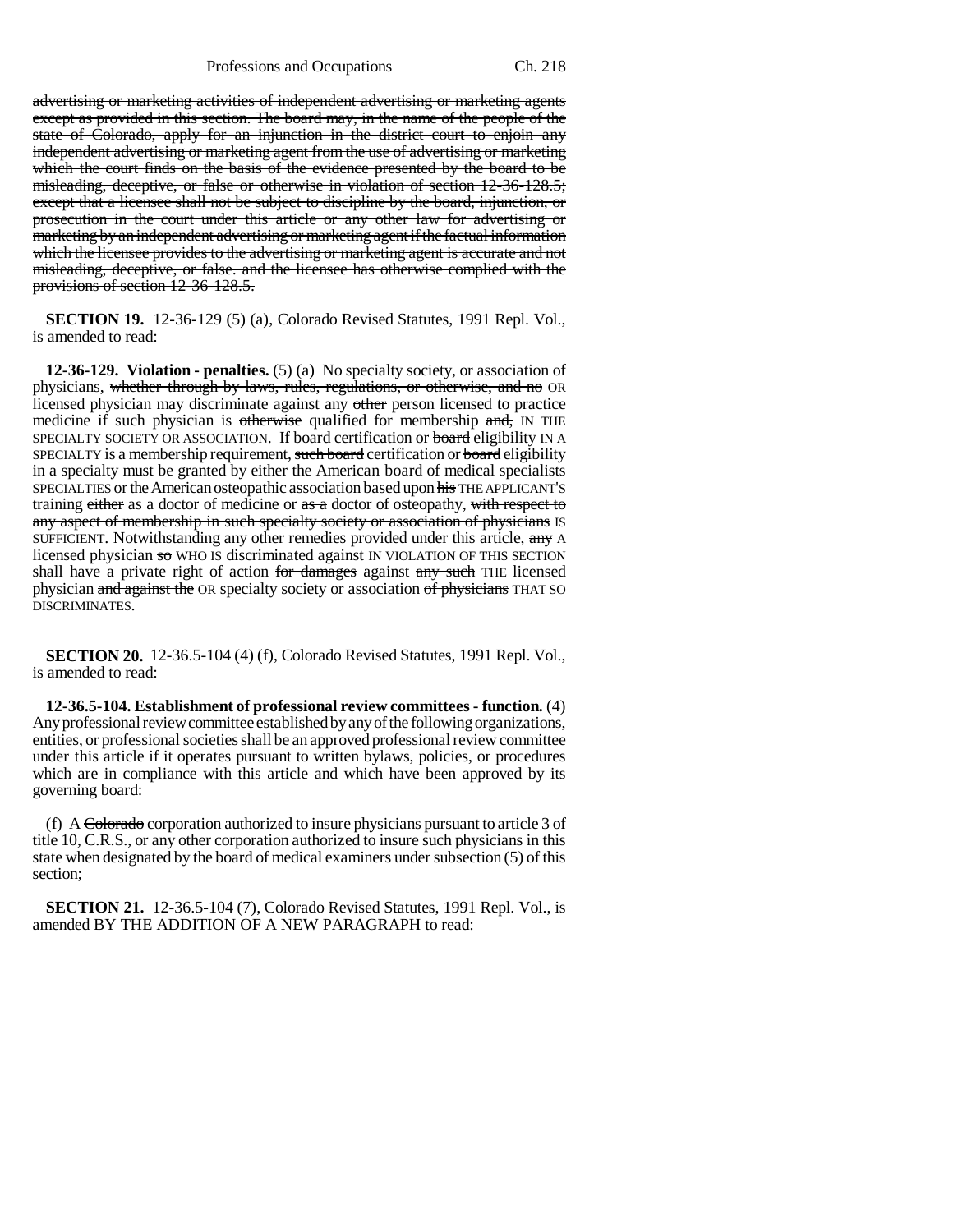advertising or marketing activities of independent advertising or marketing agents except as provided in this section. The board may, in the name of the people of the state of Colorado, apply for an injunction in the district court to enjoin any independent advertising or marketing agent from the use of advertising or marketing which the court finds on the basis of the evidence presented by the board to be misleading, deceptive, or false or otherwise in violation of section 12-36-128.5; except that a licensee shall not be subject to discipline by the board, injunction, or prosecution in the court under this article or any other law for advertising or marketing by an independent advertising or marketing agent if the factual information which the licensee provides to the advertising or marketing agent is accurate and not misleading, deceptive, or false. and the licensee has otherwise complied with the provisions of section 12-36-128.5.

**SECTION 19.** 12-36-129 (5) (a), Colorado Revised Statutes, 1991 Repl. Vol., is amended to read:

**12-36-129. Violation - penalties.** (5) (a) No specialty society, or association of physicians, whether through by-laws, rules, regulations, or otherwise, and no OR licensed physician may discriminate against any other person licensed to practice medicine if such physician is otherwise qualified for membership and, IN THE SPECIALTY SOCIETY OR ASSOCIATION. If board certification or board eligibility IN A SPECIALTY is a membership requirement, such board certification or board eligibility in a specialty must be granted by either the American board of medical specialists SPECIALTIES or the American osteopathic association based upon his THE APPLICANT'S training either as a doctor of medicine or as a doctor of osteopathy, with respect to any aspect of membership in such specialty society or association of physicians IS SUFFICIENT. Notwithstanding any other remedies provided under this article, any A licensed physician so WHO IS discriminated against IN VIOLATION OF THIS SECTION shall have a private right of action for damages against any such THE licensed physician and against the OR specialty society or association of physicians THAT SO DISCRIMINATES.

**SECTION 20.** 12-36.5-104 (4) (f), Colorado Revised Statutes, 1991 Repl. Vol., is amended to read:

**12-36.5-104. Establishment of professional review committees - function.** (4) Any professional review committee established by any of the following organizations, entities, or professional societies shall be an approved professional review committee under this article if it operates pursuant to written bylaws, policies, or procedures which are in compliance with this article and which have been approved by its governing board:

(f) A Colorado corporation authorized to insure physicians pursuant to article 3 of title 10, C.R.S., or any other corporation authorized to insure such physicians in this state when designated by the board of medical examiners under subsection (5) of this section;

**SECTION 21.** 12-36.5-104 (7), Colorado Revised Statutes, 1991 Repl. Vol., is amended BY THE ADDITION OF A NEW PARAGRAPH to read: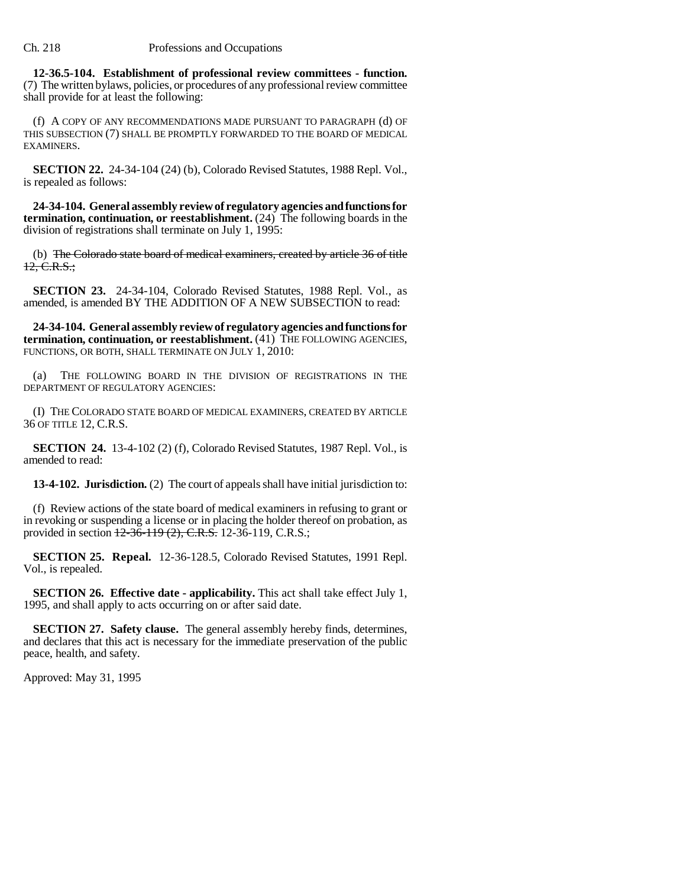**12-36.5-104. Establishment of professional review committees - function.** (7) The written bylaws, policies, or procedures of any professional review committee shall provide for at least the following:

(f) A COPY OF ANY RECOMMENDATIONS MADE PURSUANT TO PARAGRAPH (d) OF THIS SUBSECTION (7) SHALL BE PROMPTLY FORWARDED TO THE BOARD OF MEDICAL EXAMINERS.

**SECTION 22.** 24-34-104 (24) (b), Colorado Revised Statutes, 1988 Repl. Vol., is repealed as follows:

**24-34-104. General assembly review of regulatory agencies and functions for termination, continuation, or reestablishment.** (24) The following boards in the division of registrations shall terminate on July 1, 1995:

(b) ~~The Colorado state board of medical examiners, created by article 36 of title 12, C.R.S.;~~

**SECTION 23.** 24-34-104, Colorado Revised Statutes, 1988 Repl. Vol., as amended, is amended BY THE ADDITION OF A NEW SUBSECTION to read:

**24-34-104. General assembly review of regulatory agencies and functions for termination, continuation, or reestablishment.** (41) THE FOLLOWING AGENCIES, FUNCTIONS, OR BOTH, SHALL TERMINATE ON JULY 1, 2010:

(a) THE FOLLOWING BOARD IN THE DIVISION OF REGISTRATIONS IN THE DEPARTMENT OF REGULATORY AGENCIES:

(I) THE COLORADO STATE BOARD OF MEDICAL EXAMINERS, CREATED BY ARTICLE 36 OF TITLE 12, C.R.S.

**SECTION 24.** 13-4-102 (2) (f), Colorado Revised Statutes, 1987 Repl. Vol., is amended to read:

**13-4-102. Jurisdiction.** (2) The court of appeals shall have initial jurisdiction to:

(f) Review actions of the state board of medical examiners in refusing to grant or in revoking or suspending a license or in placing the holder thereof on probation, as provided in section ~~12-36-119 (2), C.R.S.~~ 12-36-119, C.R.S.;

**SECTION 25. Repeal.** 12-36-128.5, Colorado Revised Statutes, 1991 Repl. Vol., is repealed.

**SECTION 26. Effective date - applicability.** This act shall take effect July 1, 1995, and shall apply to acts occurring on or after said date.

**SECTION 27. Safety clause.** The general assembly hereby finds, determines, and declares that this act is necessary for the immediate preservation of the public peace, health, and safety.

Approved: May 31, 1995